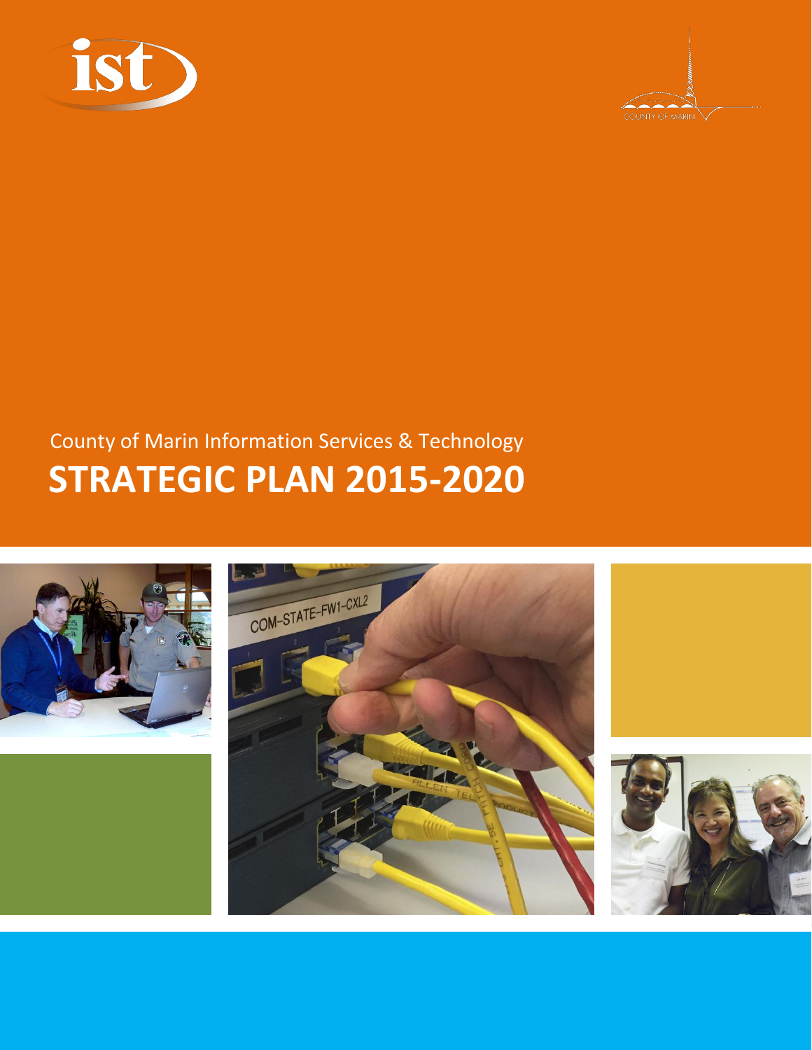County of Marin Information Services & Technology

# STRATEGIC PLAN 2015-2020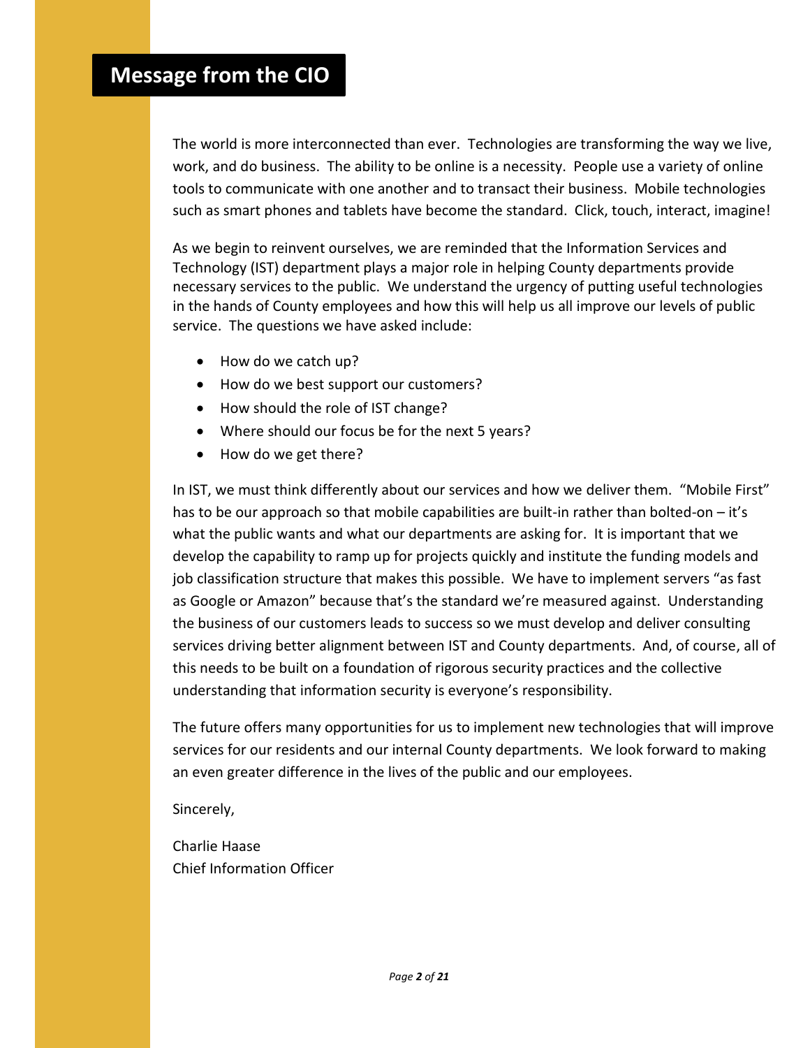# Message from the CIO

The world is more interconnected than ever. Technologies are transforming the way we live, work, and do business. The ability to be online is a necessity. People use a variety of online tools to communicate with one another and to transact their business. Mobile technologies such as smart phones and tablets have become the standard. Click, touch, interact, imagine!

As we begin to reinvent ourselves, we are reminded that the Information Services and Technology (IST) department plays a major role in helping County departments provide necessary services to the public. We understand the urgency of putting useful technologies in the hands of County employees and how this will help us all improve our levels of public service. The questions we have asked include:

- How do we catch up?
- How do we best support our customers?
- How should the role of IST change?
- Where should our focus be for the next 5 years?
- How do we get there?

In IST, we must think differently about our services and how we deliver them. "Mobile First" has to be our approach so that mobile capabilities are built-in rather than bolted-on – it's what the public wants and what our departments are asking for. It is important that we develop the capability to ramp up for projects quickly and institute the funding models and job classification structure that makes this possible. We have to implement servers "as fast as Google or Amazon" because that's the standard we're measured against. Understanding the business of our customers leads to success so we must develop and deliver consulting services driving better alignment between IST and County departments. And, of course, all of this needs to be built on a foundation of rigorous security practices and the collective understanding that information security is everyone's responsibility.

The future offers many opportunities for us to implement new technologies that will improve services for our residents and our internal County departments. We look forward to making an even greater difference in the lives of the public and our employees.

Sincerely,

Charlie Haase
Chief Information Officer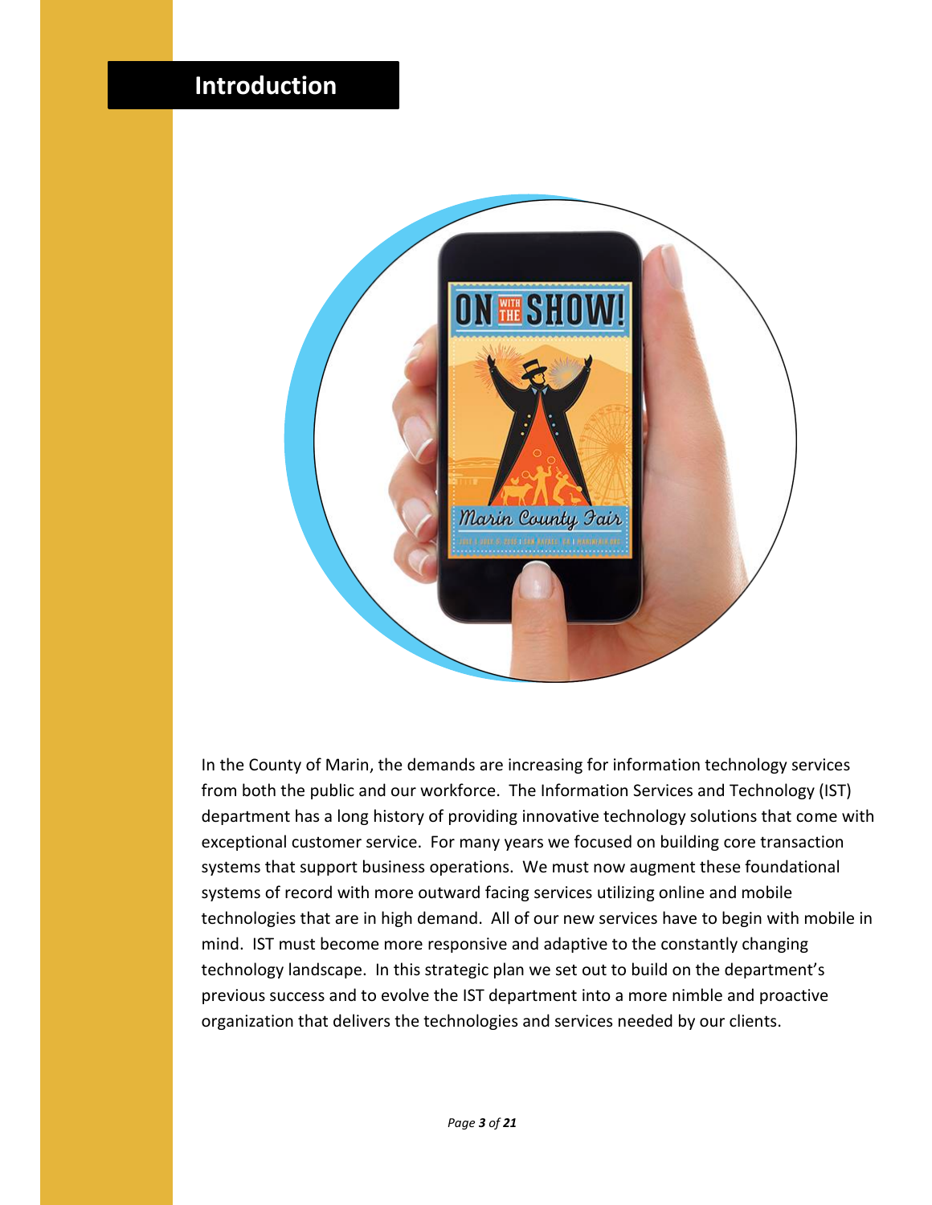# Introduction

In the County of Marin, the demands are increasing for information technology services from both the public and our workforce. The Information Services and Technology (IST) department has a long history of providing innovative technology solutions that come with exceptional customer service. For many years we focused on building core transaction systems that support business operations. We must now augment these foundational systems of record with more outward facing services utilizing online and mobile technologies that are in high demand. All of our new services have to begin with mobile in mind. IST must become more responsive and adaptive to the constantly changing technology landscape. In this strategic plan we set out to build on the department's previous success and to evolve the IST department into a more nimble and proactive organization that delivers the technologies and services needed by our clients.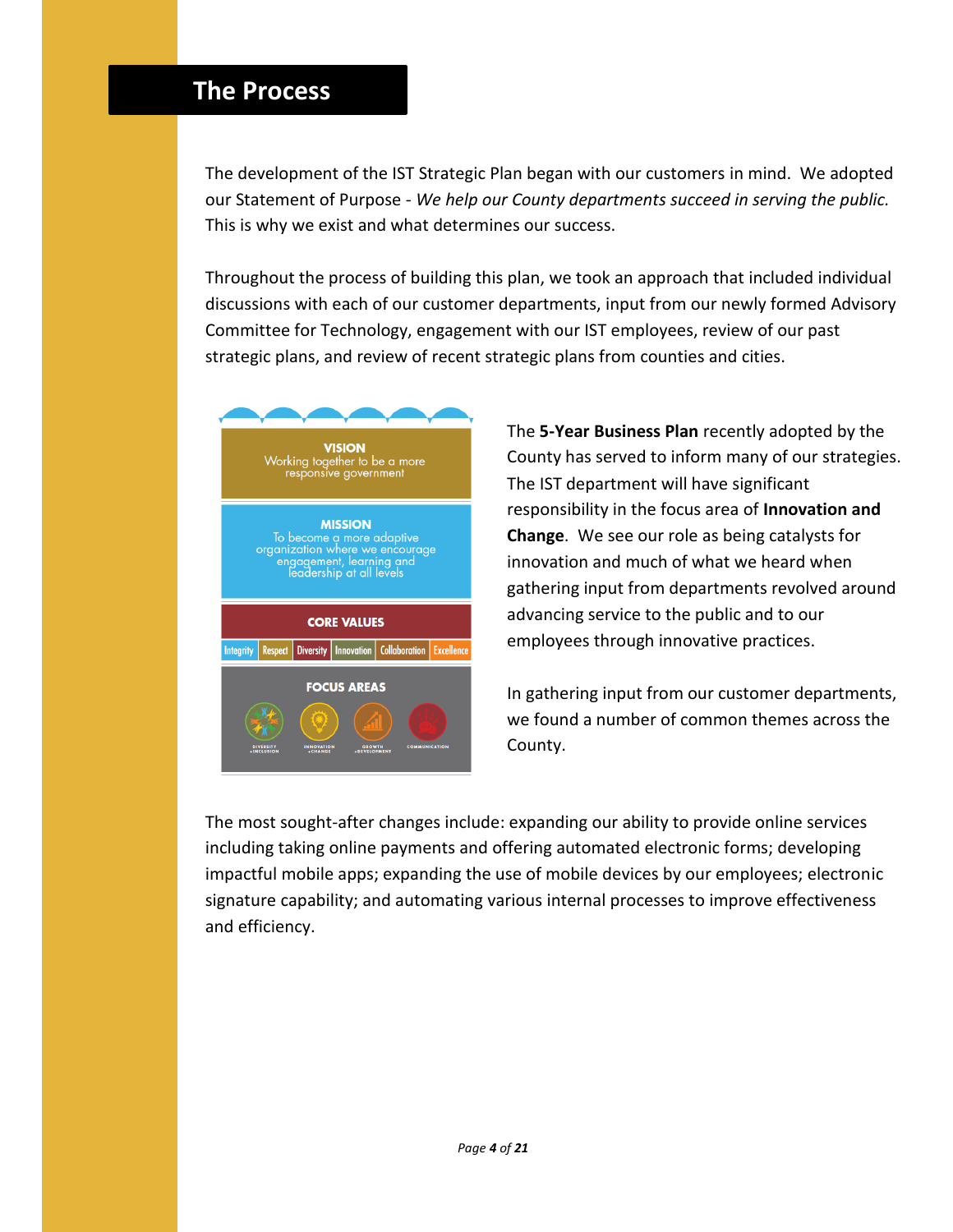## The Process

The development of the IST Strategic Plan began with our customers in mind. We adopted our Statement of Purpose - *We help our County departments succeed in serving the public.* This is why we exist and what determines our success.

Throughout the process of building this plan, we took an approach that included individual discussions with each of our customer departments, input from our newly formed Advisory Committee for Technology, engagement with our IST employees, review of our past strategic plans, and review of recent strategic plans from counties and cities.

**VISION**
Working together to be a more responsive government

**MISSION**
To become a more adaptive organization where we encourage engagement, learning and leadership at all levels

**CORE VALUES**
Integrity | Respect | Diversity | Innovation | Collaboration | Excellence

**FOCUS AREAS**
Diversity + Inclusion | Innovation + Change | Growth + Development | Communication

The **5-Year Business Plan** recently adopted by the County has served to inform many of our strategies. The IST department will have significant responsibility in the focus area of **Innovation and Change**. We see our role as being catalysts for innovation and much of what we heard when gathering input from departments revolved around advancing service to the public and to our employees through innovative practices.

In gathering input from our customer departments, we found a number of common themes across the County.

The most sought-after changes include: expanding our ability to provide online services including taking online payments and offering automated electronic forms; developing impactful mobile apps; expanding the use of mobile devices by our employees; electronic signature capability; and automating various internal processes to improve effectiveness and efficiency.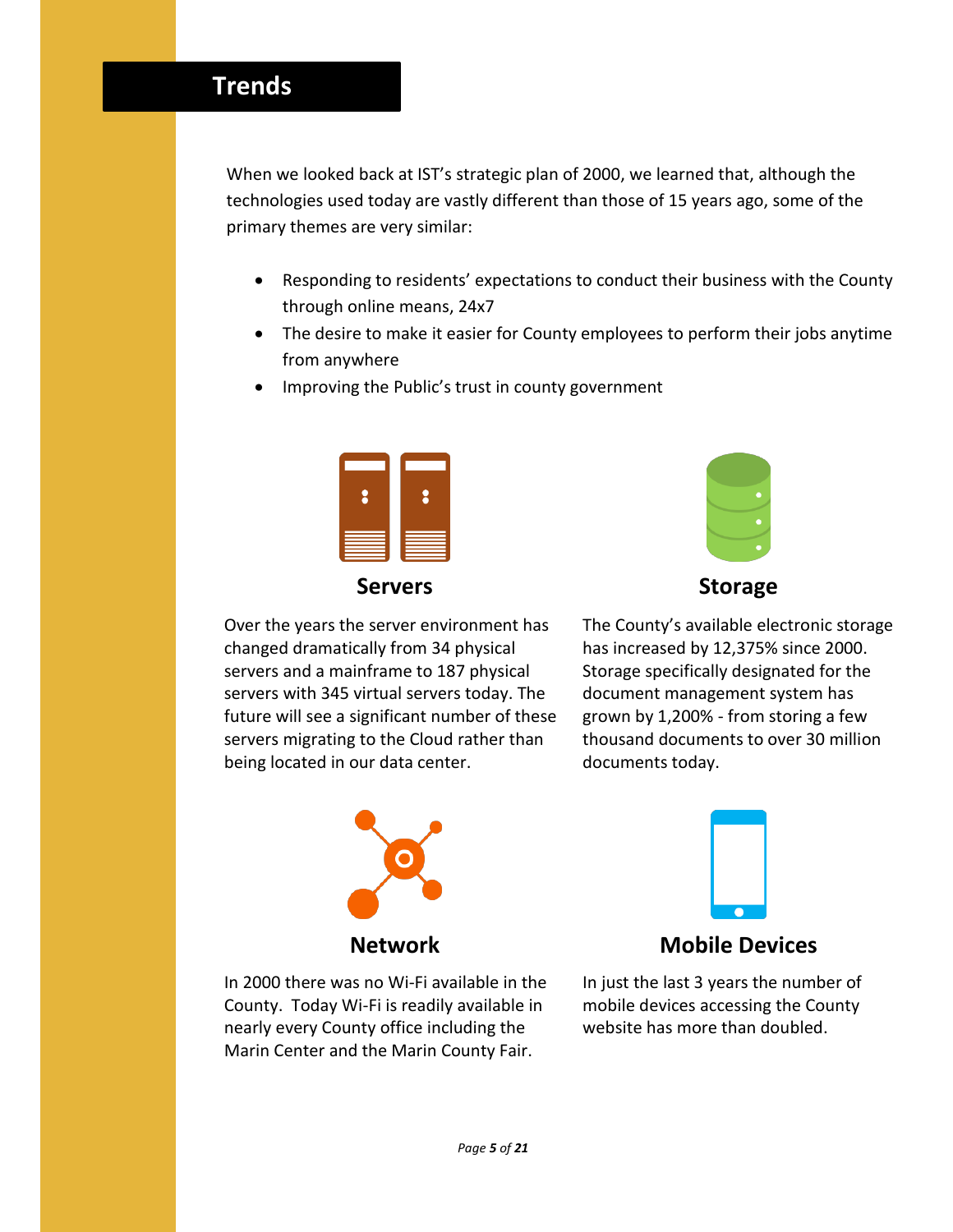# Trends

When we looked back at IST's strategic plan of 2000, we learned that, although the technologies used today are vastly different than those of 15 years ago, some of the primary themes are very similar:

- Responding to residents' expectations to conduct their business with the County through online means, 24x7
- The desire to make it easier for County employees to perform their jobs anytime from anywhere
- Improving the Public's trust in county government

## Servers

Over the years the server environment has changed dramatically from 34 physical servers and a mainframe to 187 physical servers with 345 virtual servers today. The future will see a significant number of these servers migrating to the Cloud rather than being located in our data center.

## Storage

The County's available electronic storage has increased by 12,375% since 2000. Storage specifically designated for the document management system has grown by 1,200% - from storing a few thousand documents to over 30 million documents today.

## Network

In 2000 there was no Wi-Fi available in the County. Today Wi-Fi is readily available in nearly every County office including the Marin Center and the Marin County Fair.

## Mobile Devices

In just the last 3 years the number of mobile devices accessing the County website has more than doubled.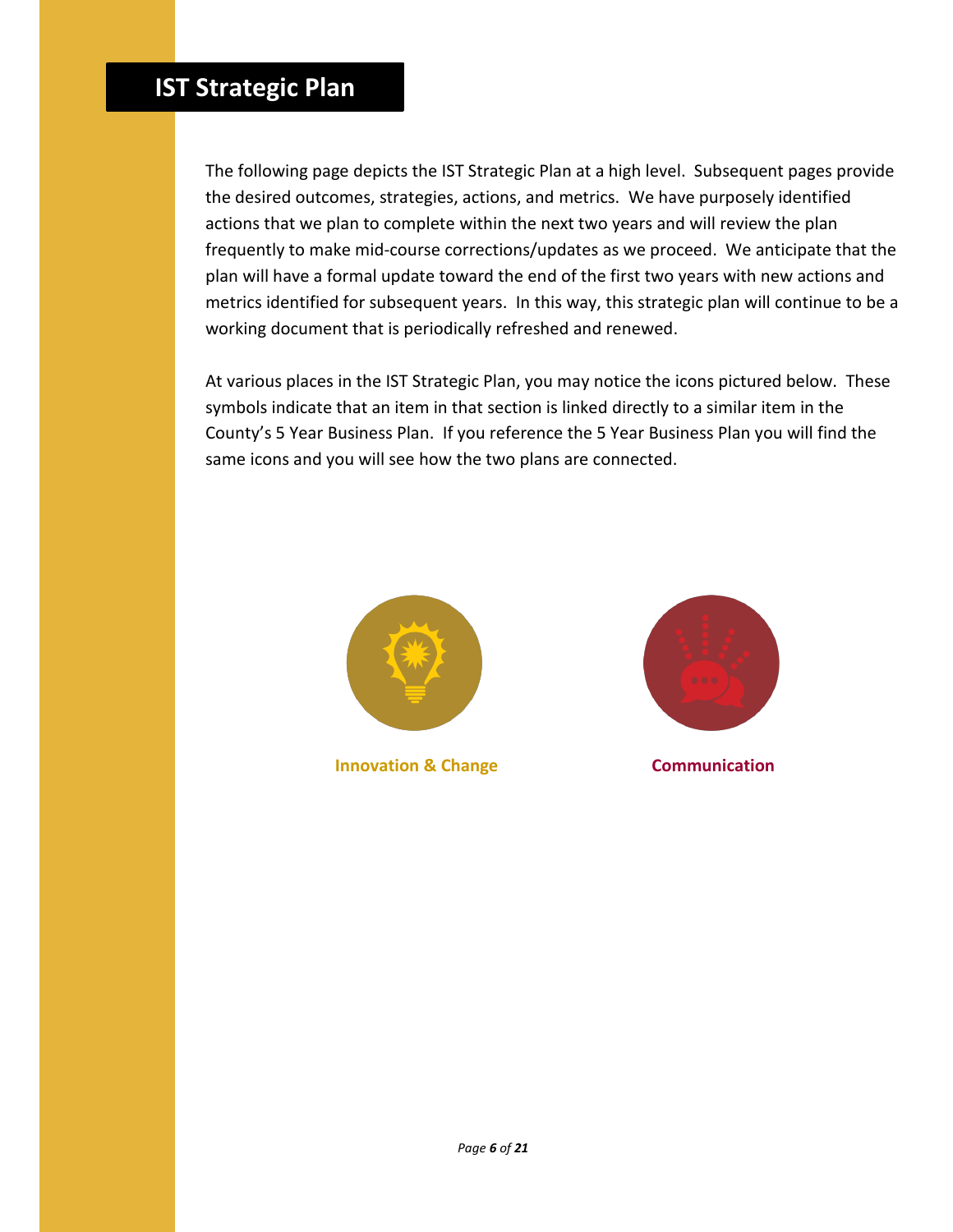# IST Strategic Plan

The following page depicts the IST Strategic Plan at a high level. Subsequent pages provide the desired outcomes, strategies, actions, and metrics. We have purposely identified actions that we plan to complete within the next two years and will review the plan frequently to make mid-course corrections/updates as we proceed. We anticipate that the plan will have a formal update toward the end of the first two years with new actions and metrics identified for subsequent years. In this way, this strategic plan will continue to be a working document that is periodically refreshed and renewed.

At various places in the IST Strategic Plan, you may notice the icons pictured below. These symbols indicate that an item in that section is linked directly to a similar item in the County's 5 Year Business Plan. If you reference the 5 Year Business Plan you will find the same icons and you will see how the two plans are connected.

**Innovation & Change**

**Communication**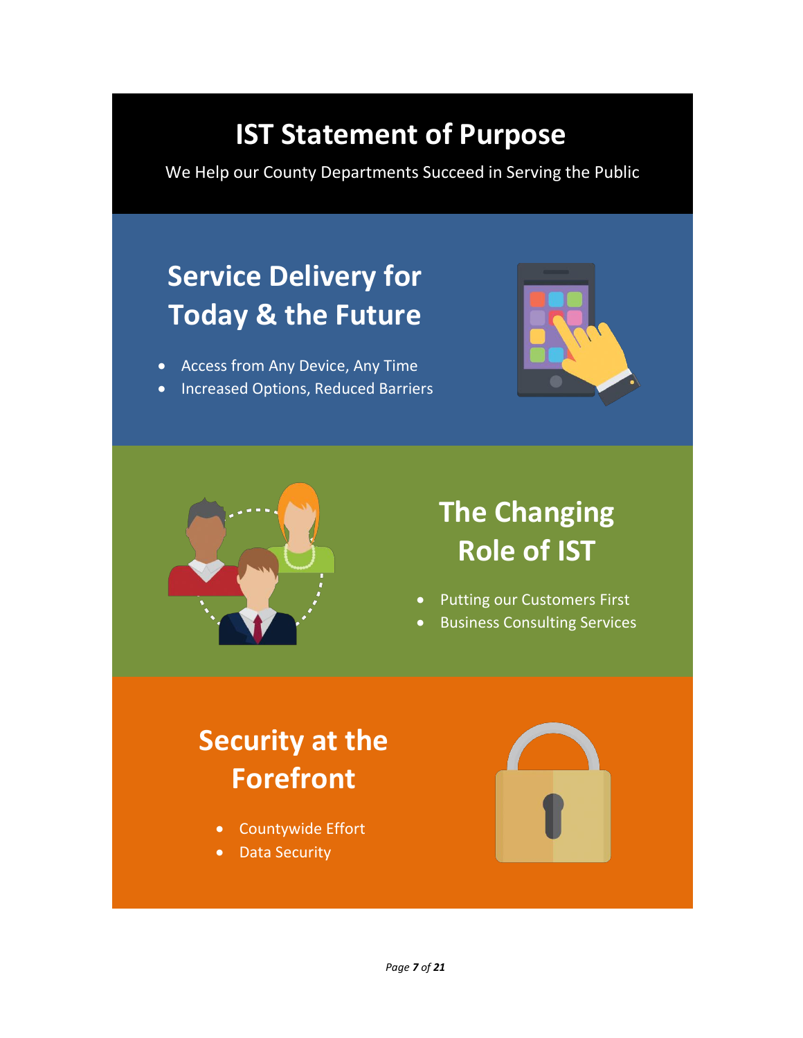# IST Statement of Purpose

We Help our County Departments Succeed in Serving the Public

## Service Delivery for Today & the Future

- Access from Any Device, Any Time
- Increased Options, Reduced Barriers

## The Changing Role of IST

- Putting our Customers First
- Business Consulting Services

## Security at the Forefront

- Countywide Effort
- Data Security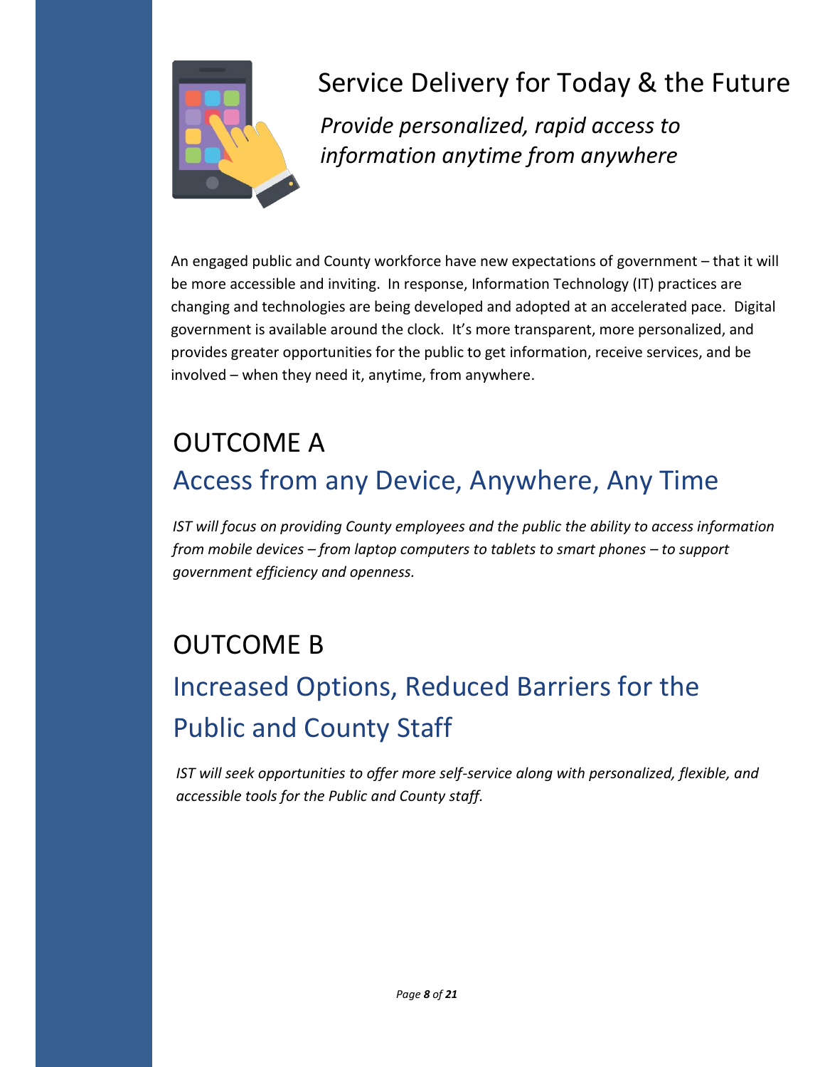# Service Delivery for Today & the Future

*Provide personalized, rapid access to information anytime from anywhere*

An engaged public and County workforce have new expectations of government – that it will be more accessible and inviting. In response, Information Technology (IT) practices are changing and technologies are being developed and adopted at an accelerated pace. Digital government is available around the clock. It's more transparent, more personalized, and provides greater opportunities for the public to get information, receive services, and be involved – when they need it, anytime, from anywhere.

## OUTCOME A

## Access from any Device, Anywhere, Any Time

*IST will focus on providing County employees and the public the ability to access information from mobile devices – from laptop computers to tablets to smart phones – to support government efficiency and openness.*

## OUTCOME B

## Increased Options, Reduced Barriers for the Public and County Staff

*IST will seek opportunities to offer more self-service along with personalized, flexible, and accessible tools for the Public and County staff.*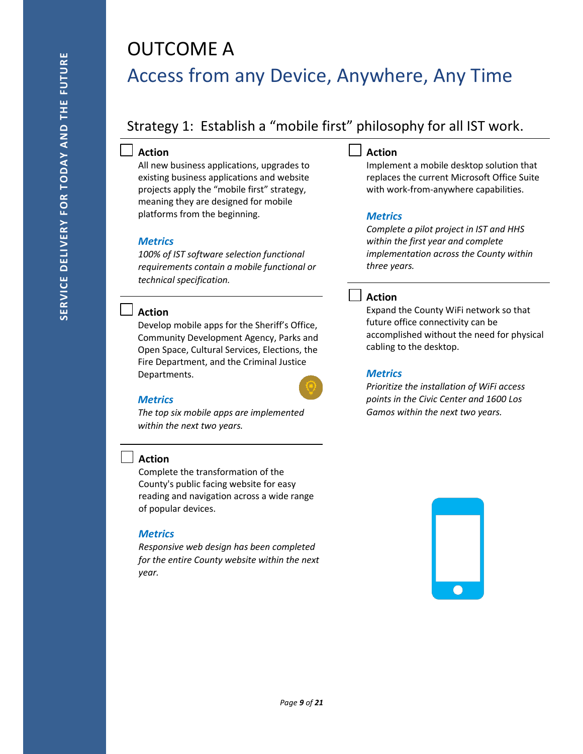# OUTCOME A

## Access from any Device, Anywhere, Any Time

### Strategy 1: Establish a "mobile first" philosophy for all IST work.

☐ **Action**

All new business applications, upgrades to existing business applications and website projects apply the "mobile first" strategy, meaning they are designed for mobile platforms from the beginning.

***Metrics***

*100% of IST software selection functional requirements contain a mobile functional or technical specification.*

---

☐ **Action**

Develop mobile apps for the Sheriff's Office, Community Development Agency, Parks and Open Space, Cultural Services, Elections, the Fire Department, and the Criminal Justice Departments.

***Metrics***

*The top six mobile apps are implemented within the next two years.*

---

☐ **Action**

Complete the transformation of the County's public facing website for easy reading and navigation across a wide range of popular devices.

***Metrics***

*Responsive web design has been completed for the entire County website within the next year.*

---

☐ **Action**

Implement a mobile desktop solution that replaces the current Microsoft Office Suite with work-from-anywhere capabilities.

***Metrics***

*Complete a pilot project in IST and HHS within the first year and complete implementation across the County within three years.*

---

☐ **Action**

Expand the County WiFi network so that future office connectivity can be accomplished without the need for physical cabling to the desktop.

***Metrics***

*Prioritize the installation of WiFi access points in the Civic Center and 1600 Los Gamos within the next two years.*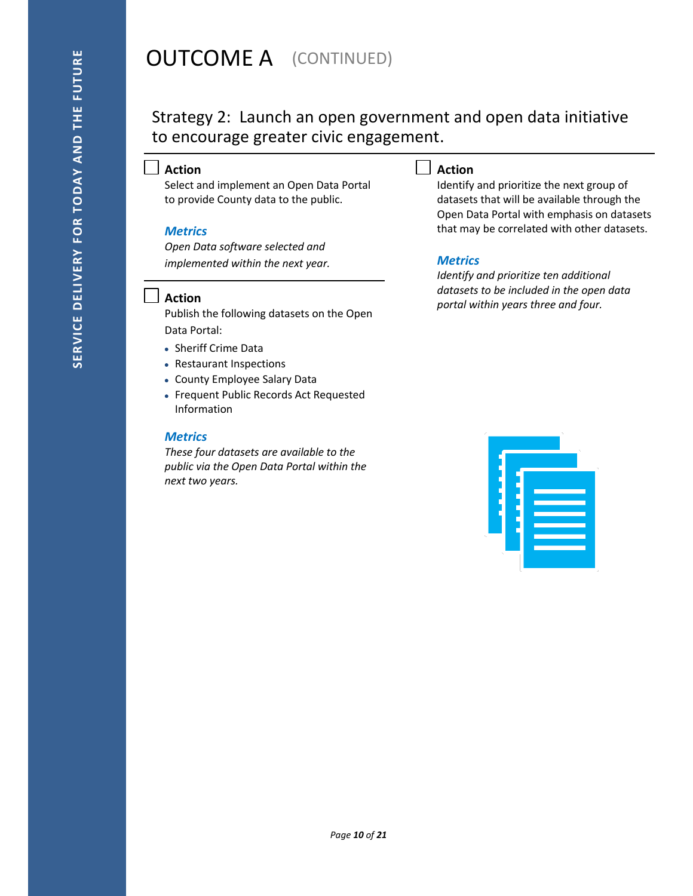# OUTCOME A (CONTINUED)

## Strategy 2: Launch an open government and open data initiative to encourage greater civic engagement.

### Action

Select and implement an Open Data Portal to provide County data to the public.

***Metrics***

*Open Data software selected and implemented within the next year.*

### Action

Publish the following datasets on the Open Data Portal:

- Sheriff Crime Data
- Restaurant Inspections
- County Employee Salary Data
- Frequent Public Records Act Requested Information

***Metrics***

*These four datasets are available to the public via the Open Data Portal within the next two years.*

### Action

Identify and prioritize the next group of datasets that will be available through the Open Data Portal with emphasis on datasets that may be correlated with other datasets.

***Metrics***

*Identify and prioritize ten additional datasets to be included in the open data portal within years three and four.*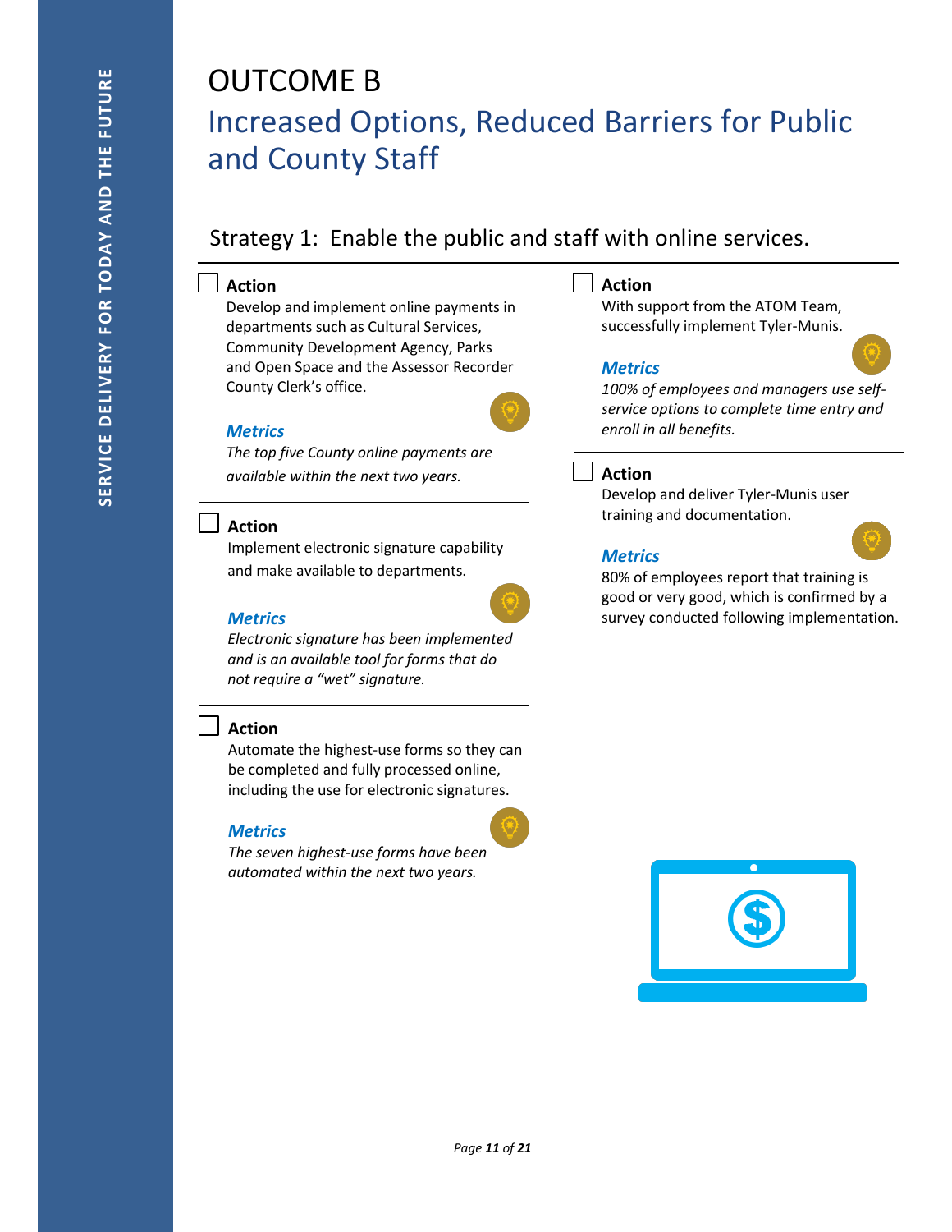# OUTCOME B

## Increased Options, Reduced Barriers for Public and County Staff

### Strategy 1: Enable the public and staff with online services.

**Action**

Develop and implement online payments in departments such as Cultural Services, Community Development Agency, Parks and Open Space and the Assessor Recorder County Clerk's office.

***Metrics***

*The top five County online payments are available within the next two years.*

**Action**

Implement electronic signature capability and make available to departments.

***Metrics***

*Electronic signature has been implemented and is an available tool for forms that do not require a "wet" signature.*

**Action**

Automate the highest-use forms so they can be completed and fully processed online, including the use for electronic signatures.

***Metrics***

*The seven highest-use forms have been automated within the next two years.*

**Action**

With support from the ATOM Team, successfully implement Tyler-Munis.

***Metrics***

*100% of employees and managers use self-service options to complete time entry and enroll in all benefits.*

**Action**

Develop and deliver Tyler-Munis user training and documentation.

***Metrics***

80% of employees report that training is good or very good, which is confirmed by a survey conducted following implementation.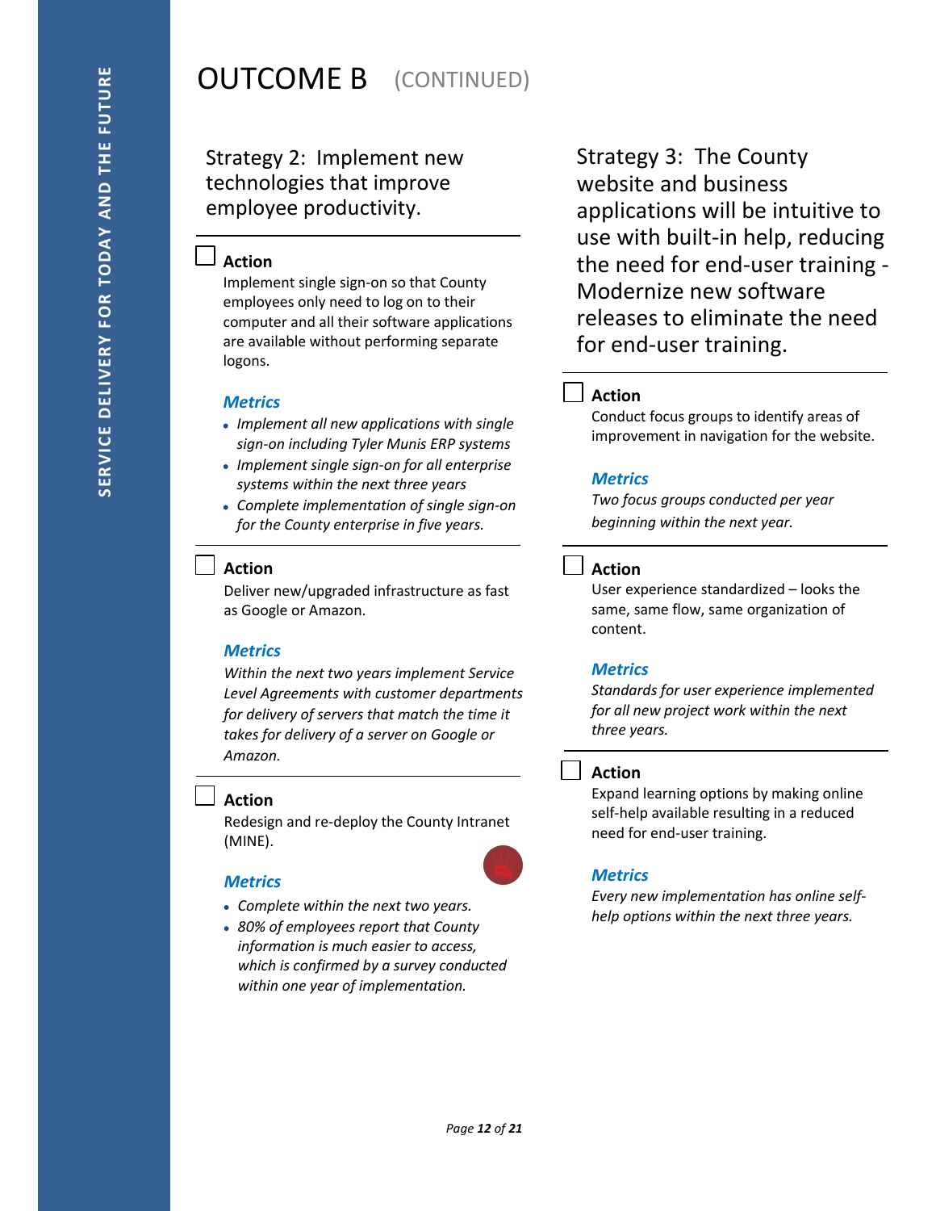# OUTCOME B (CONTINUED)

## Strategy 2: Implement new technologies that improve employee productivity.

☐ **Action**

Implement single sign-on so that County employees only need to log on to their computer and all their software applications are available without performing separate logons.

***Metrics***

- *Implement all new applications with single sign-on including Tyler Munis ERP systems*
- *Implement single sign-on for all enterprise systems within the next three years*
- *Complete implementation of single sign-on for the County enterprise in five years.*

☐ **Action**

Deliver new/upgraded infrastructure as fast as Google or Amazon.

***Metrics***

*Within the next two years implement Service Level Agreements with customer departments for delivery of servers that match the time it takes for delivery of a server on Google or Amazon.*

☐ **Action**

Redesign and re-deploy the County Intranet (MINE).

***Metrics***

- *Complete within the next two years.*
- *80% of employees report that County information is much easier to access, which is confirmed by a survey conducted within one year of implementation.*

## Strategy 3: The County website and business applications will be intuitive to use with built-in help, reducing the need for end-user training - Modernize new software releases to eliminate the need for end-user training.

☐ **Action**

Conduct focus groups to identify areas of improvement in navigation for the website.

***Metrics***

*Two focus groups conducted per year beginning within the next year.*

☐ **Action**

User experience standardized – looks the same, same flow, same organization of content.

***Metrics***

*Standards for user experience implemented for all new project work within the next three years.*

☐ **Action**

Expand learning options by making online self-help available resulting in a reduced need for end-user training.

***Metrics***

*Every new implementation has online self-help options within the next three years.*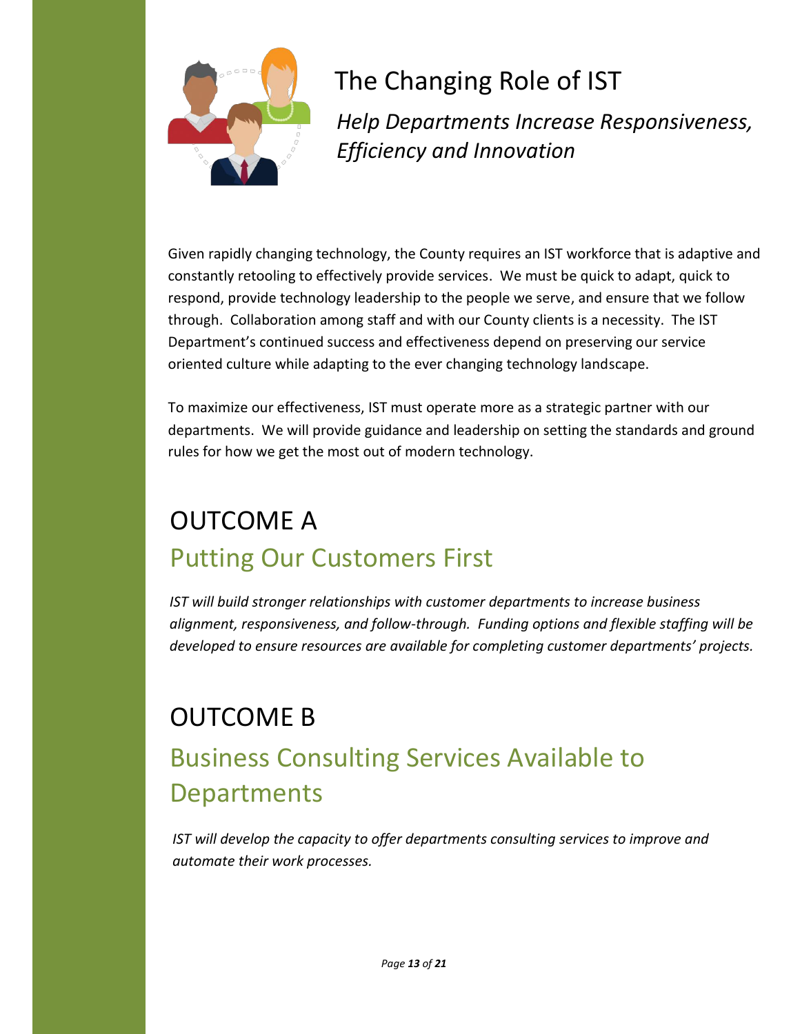# The Changing Role of IST

*Help Departments Increase Responsiveness, Efficiency and Innovation*

Given rapidly changing technology, the County requires an IST workforce that is adaptive and constantly retooling to effectively provide services. We must be quick to adapt, quick to respond, provide technology leadership to the people we serve, and ensure that we follow through. Collaboration among staff and with our County clients is a necessity. The IST Department's continued success and effectiveness depend on preserving our service oriented culture while adapting to the ever changing technology landscape.

To maximize our effectiveness, IST must operate more as a strategic partner with our departments. We will provide guidance and leadership on setting the standards and ground rules for how we get the most out of modern technology.

## OUTCOME A

## Putting Our Customers First

*IST will build stronger relationships with customer departments to increase business alignment, responsiveness, and follow-through. Funding options and flexible staffing will be developed to ensure resources are available for completing customer departments' projects.*

## OUTCOME B

## Business Consulting Services Available to Departments

*IST will develop the capacity to offer departments consulting services to improve and automate their work processes.*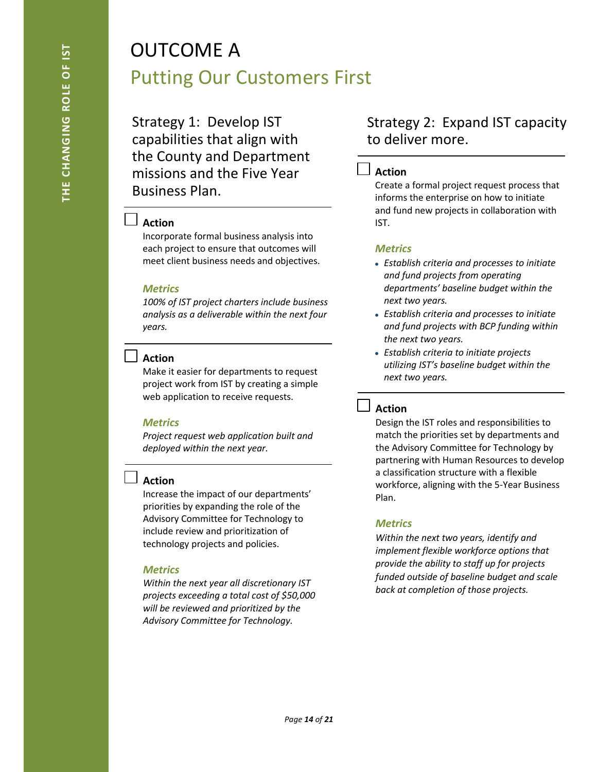# OUTCOME A

## Putting Our Customers First

### Strategy 1: Develop IST capabilities that align with the County and Department missions and the Five Year Business Plan.

- [ ] **Action**

Incorporate formal business analysis into each project to ensure that outcomes will meet client business needs and objectives.

***Metrics***

*100% of IST project charters include business analysis as a deliverable within the next four years.*

- [ ] **Action**

Make it easier for departments to request project work from IST by creating a simple web application to receive requests.

***Metrics***

*Project request web application built and deployed within the next year.*

- [ ] **Action**

Increase the impact of our departments' priorities by expanding the role of the Advisory Committee for Technology to include review and prioritization of technology projects and policies.

***Metrics***

*Within the next year all discretionary IST projects exceeding a total cost of $50,000 will be reviewed and prioritized by the Advisory Committee for Technology.*

### Strategy 2: Expand IST capacity to deliver more.

- [ ] **Action**

Create a formal project request process that informs the enterprise on how to initiate and fund new projects in collaboration with IST.

***Metrics***

- *Establish criteria and processes to initiate and fund projects from operating departments' baseline budget within the next two years.*
- *Establish criteria and processes to initiate and fund projects with BCP funding within the next two years.*
- *Establish criteria to initiate projects utilizing IST's baseline budget within the next two years.*

- [ ] **Action**

Design the IST roles and responsibilities to match the priorities set by departments and the Advisory Committee for Technology by partnering with Human Resources to develop a classification structure with a flexible workforce, aligning with the 5-Year Business Plan.

***Metrics***

*Within the next two years, identify and implement flexible workforce options that provide the ability to staff up for projects funded outside of baseline budget and scale back at completion of those projects.*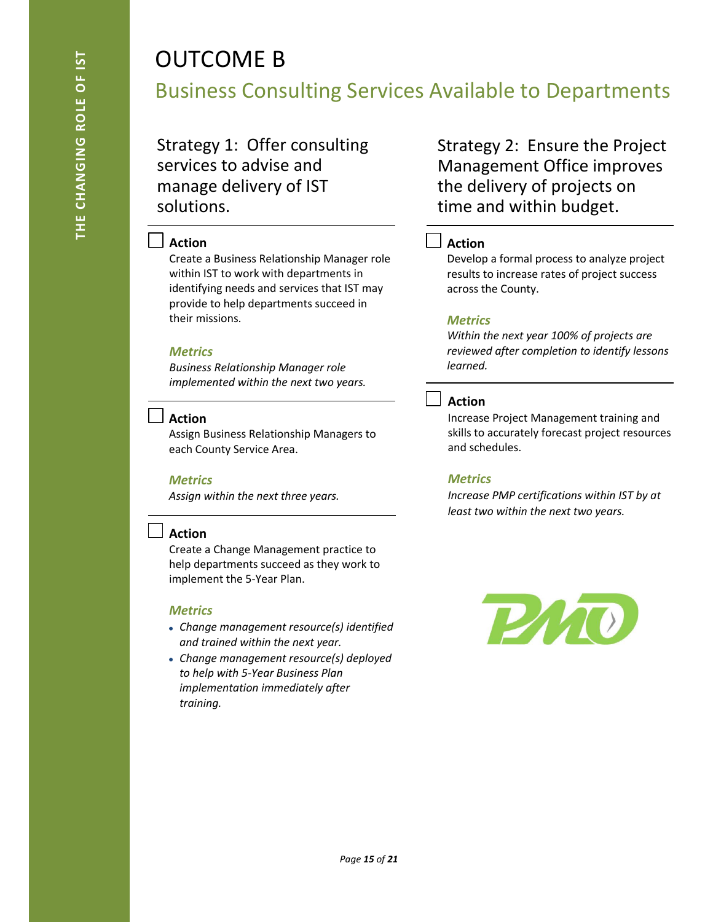# OUTCOME B

## Business Consulting Services Available to Departments

### Strategy 1: Offer consulting services to advise and manage delivery of IST solutions.

☐ **Action**

Create a Business Relationship Manager role within IST to work with departments in identifying needs and services that IST may provide to help departments succeed in their missions.

***Metrics***

*Business Relationship Manager role implemented within the next two years.*

☐ **Action**

Assign Business Relationship Managers to each County Service Area.

***Metrics***

*Assign within the next three years.*

☐ **Action**

Create a Change Management practice to help departments succeed as they work to implement the 5-Year Plan.

***Metrics***

- *Change management resource(s) identified and trained within the next year.*
- *Change management resource(s) deployed to help with 5-Year Business Plan implementation immediately after training.*

### Strategy 2: Ensure the Project Management Office improves the delivery of projects on time and within budget.

☐ **Action**

Develop a formal process to analyze project results to increase rates of project success across the County.

***Metrics***

*Within the next year 100% of projects are reviewed after completion to identify lessons learned.*

☐ **Action**

Increase Project Management training and skills to accurately forecast project resources and schedules.

***Metrics***

*Increase PMP certifications within IST by at least two within the next two years.*

PMO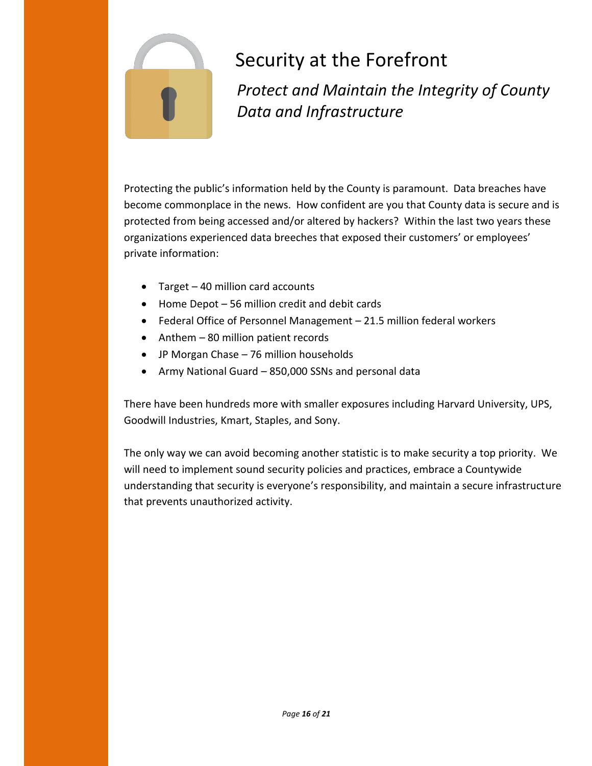# Security at the Forefront

## *Protect and Maintain the Integrity of County Data and Infrastructure*

Protecting the public's information held by the County is paramount. Data breaches have become commonplace in the news. How confident are you that County data is secure and is protected from being accessed and/or altered by hackers? Within the last two years these organizations experienced data breeches that exposed their customers' or employees' private information:

- Target – 40 million card accounts
- Home Depot – 56 million credit and debit cards
- Federal Office of Personnel Management – 21.5 million federal workers
- Anthem – 80 million patient records
- JP Morgan Chase – 76 million households
- Army National Guard – 850,000 SSNs and personal data

There have been hundreds more with smaller exposures including Harvard University, UPS, Goodwill Industries, Kmart, Staples, and Sony.

The only way we can avoid becoming another statistic is to make security a top priority. We will need to implement sound security policies and practices, embrace a Countywide understanding that security is everyone's responsibility, and maintain a secure infrastructure that prevents unauthorized activity.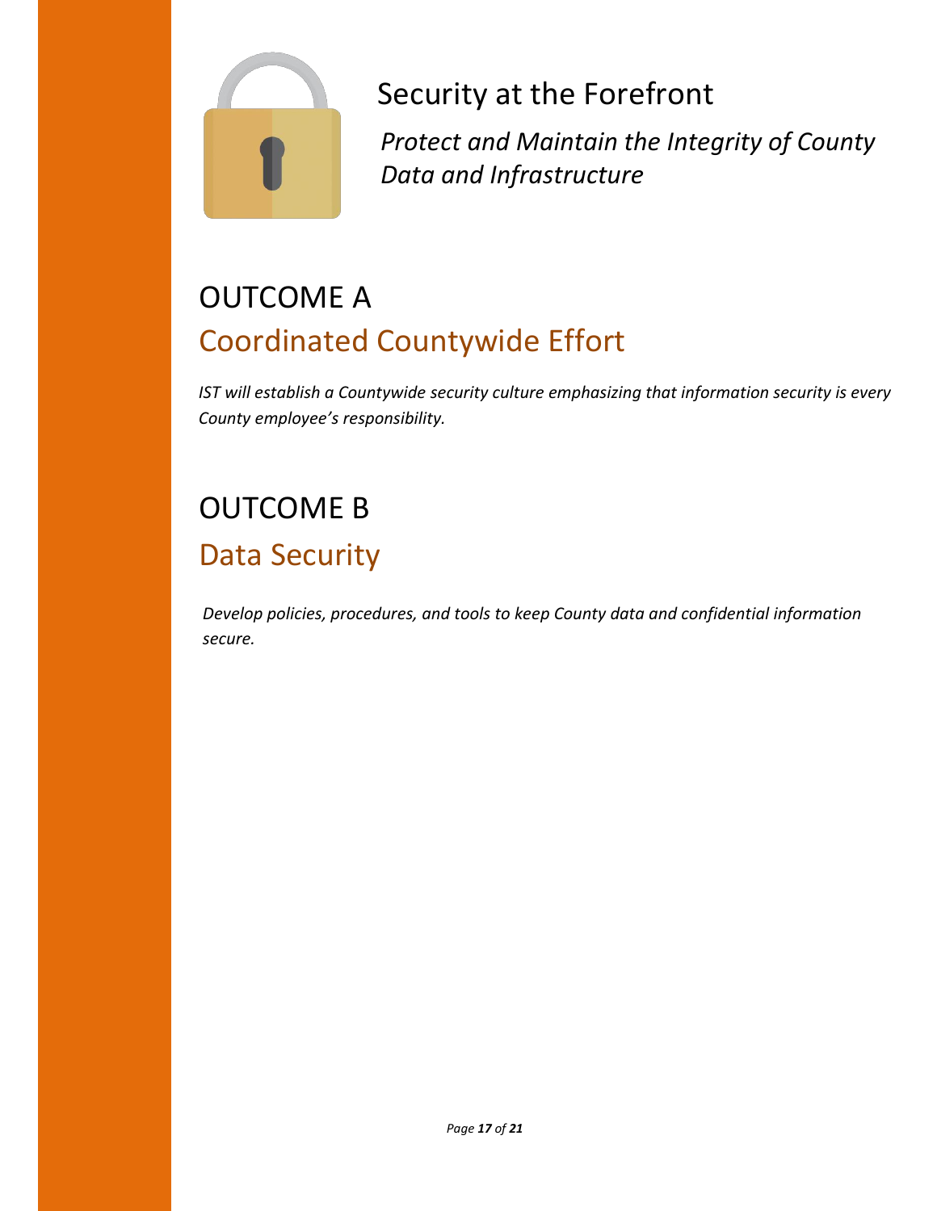# Security at the Forefront

*Protect and Maintain the Integrity of County Data and Infrastructure*

## OUTCOME A

## Coordinated Countywide Effort

*IST will establish a Countywide security culture emphasizing that information security is every County employee's responsibility.*

## OUTCOME B

## Data Security

*Develop policies, procedures, and tools to keep County data and confidential information secure.*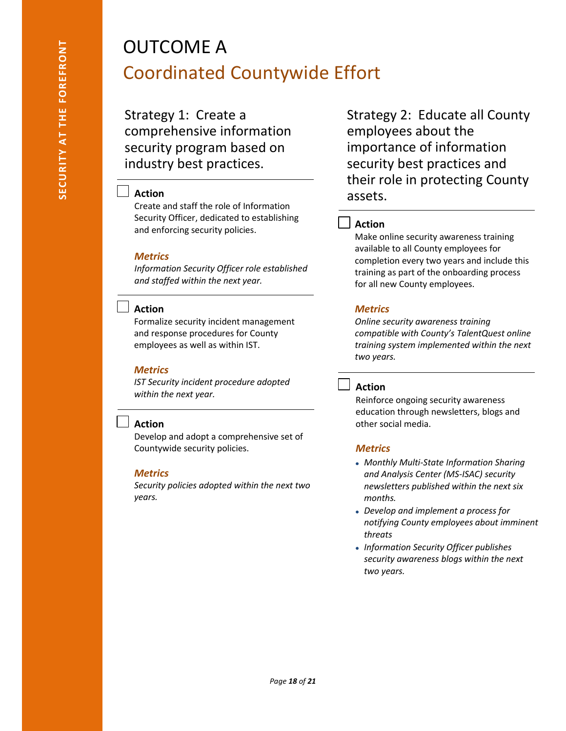# OUTCOME A

## Coordinated Countywide Effort

### Strategy 1: Create a comprehensive information security program based on industry best practices.

☐ **Action**

Create and staff the role of Information Security Officer, dedicated to establishing and enforcing security policies.

***Metrics***

*Information Security Officer role established and staffed within the next year.*

☐ **Action**

Formalize security incident management and response procedures for County employees as well as within IST.

***Metrics***

*IST Security incident procedure adopted within the next year.*

☐ **Action**

Develop and adopt a comprehensive set of Countywide security policies.

***Metrics***

*Security policies adopted within the next two years.*

### Strategy 2: Educate all County employees about the importance of information security best practices and their role in protecting County assets.

☐ **Action**

Make online security awareness training available to all County employees for completion every two years and include this training as part of the onboarding process for all new County employees.

***Metrics***

*Online security awareness training compatible with County's TalentQuest online training system implemented within the next two years.*

☐ **Action**

Reinforce ongoing security awareness education through newsletters, blogs and other social media.

***Metrics***

- *Monthly Multi-State Information Sharing and Analysis Center (MS-ISAC) security newsletters published within the next six months.*
- *Develop and implement a process for notifying County employees about imminent threats*
- *Information Security Officer publishes security awareness blogs within the next two years.*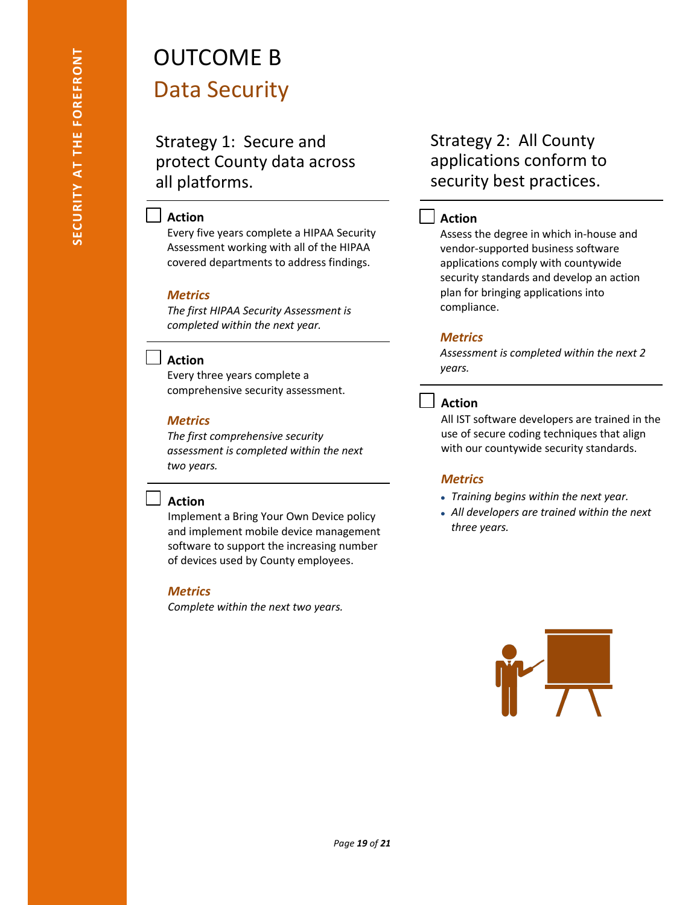# OUTCOME B

## Data Security

### Strategy 1: Secure and protect County data across all platforms.

☐ **Action**

Every five years complete a HIPAA Security Assessment working with all of the HIPAA covered departments to address findings.

***Metrics***

*The first HIPAA Security Assessment is completed within the next year.*

☐ **Action**

Every three years complete a comprehensive security assessment.

***Metrics***

*The first comprehensive security assessment is completed within the next two years.*

☐ **Action**

Implement a Bring Your Own Device policy and implement mobile device management software to support the increasing number of devices used by County employees.

***Metrics***

*Complete within the next two years.*

### Strategy 2: All County applications conform to security best practices.

☐ **Action**

Assess the degree in which in-house and vendor-supported business software applications comply with countywide security standards and develop an action plan for bringing applications into compliance.

***Metrics***

*Assessment is completed within the next 2 years.*

☐ **Action**

All IST software developers are trained in the use of secure coding techniques that align with our countywide security standards.

***Metrics***

- *Training begins within the next year.*
- *All developers are trained within the next three years.*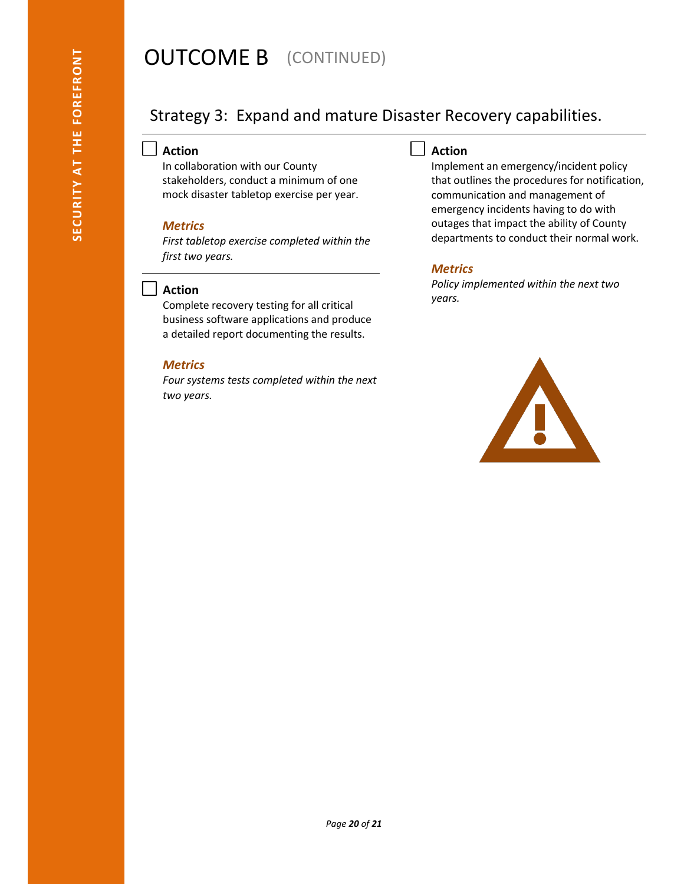# OUTCOME B (CONTINUED)

## Strategy 3: Expand and mature Disaster Recovery capabilities.

### Action

In collaboration with our County stakeholders, conduct a minimum of one mock disaster tabletop exercise per year.

***Metrics***

*First tabletop exercise completed within the first two years.*

### Action

Complete recovery testing for all critical business software applications and produce a detailed report documenting the results.

***Metrics***

*Four systems tests completed within the next two years.*

### Action

Implement an emergency/incident policy that outlines the procedures for notification, communication and management of emergency incidents having to do with outages that impact the ability of County departments to conduct their normal work.

***Metrics***

*Policy implemented within the next two years.*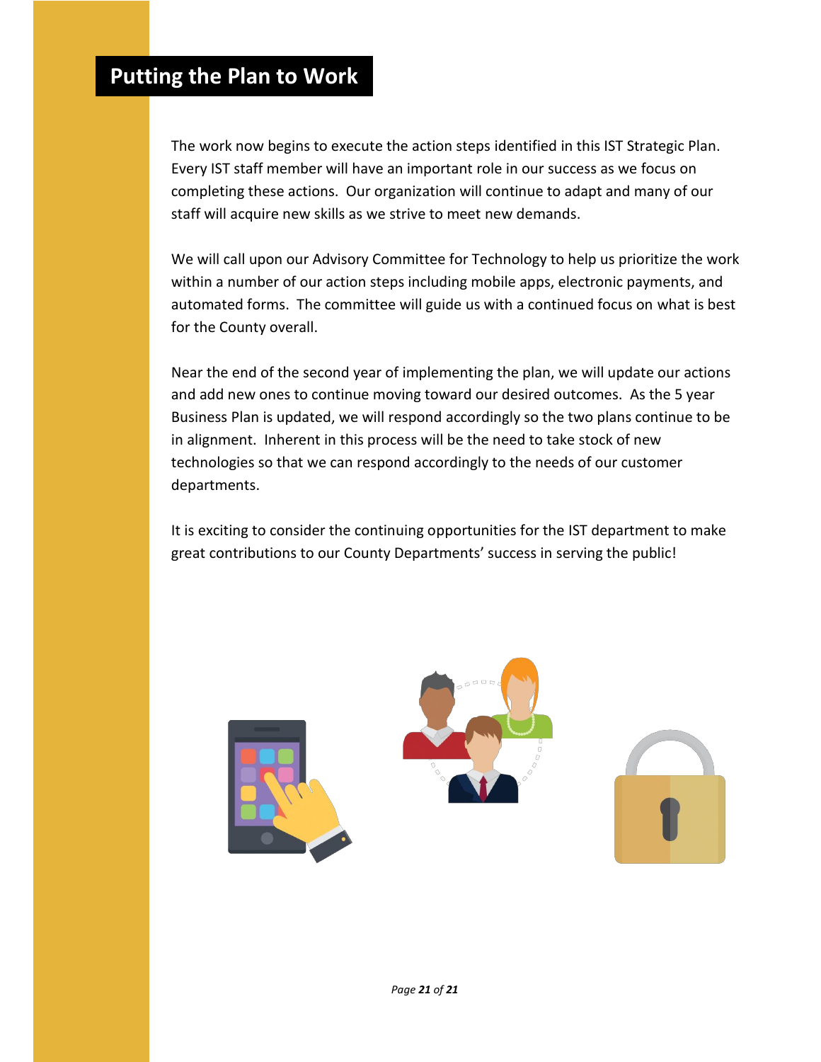# Putting the Plan to Work

The work now begins to execute the action steps identified in this IST Strategic Plan. Every IST staff member will have an important role in our success as we focus on completing these actions. Our organization will continue to adapt and many of our staff will acquire new skills as we strive to meet new demands.

We will call upon our Advisory Committee for Technology to help us prioritize the work within a number of our action steps including mobile apps, electronic payments, and automated forms. The committee will guide us with a continued focus on what is best for the County overall.

Near the end of the second year of implementing the plan, we will update our actions and add new ones to continue moving toward our desired outcomes. As the 5 year Business Plan is updated, we will respond accordingly so the two plans continue to be in alignment. Inherent in this process will be the need to take stock of new technologies so that we can respond accordingly to the needs of our customer departments.

It is exciting to consider the continuing opportunities for the IST department to make great contributions to our County Departments' success in serving the public!